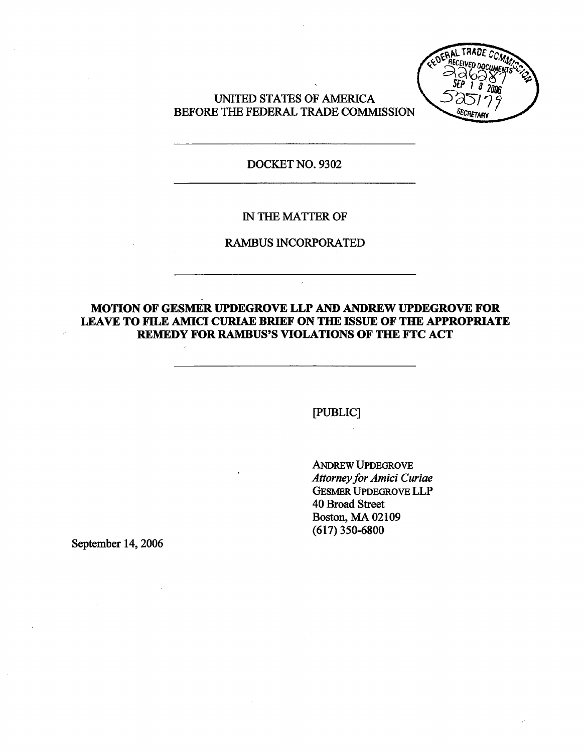FEDERAL TRADE COMMISSION
RECEIVED DOCUMENTS
226287
SEP 18 2006
525179
SECRETARY

UNITED STATES OF AMERICA
BEFORE THE FEDERAL TRADE COMMISSION

---

DOCKET NO. 9302

---

IN THE MATTER OF

RAMBUS INCORPORATED

---

**MOTION OF GESMER UPDEGROVE LLP AND ANDREW UPDEGROVE FOR LEAVE TO FILE AMICI CURIAE BRIEF ON THE ISSUE OF THE APPROPRIATE REMEDY FOR RAMBUS'S VIOLATIONS OF THE FTC ACT**

---

[PUBLIC]

ANDREW UPDEGROVE
*Attorney for Amici Curiae*
GESMER UPDEGROVE LLP
40 Broad Street
Boston, MA 02109
(617) 350-6800

September 14, 2006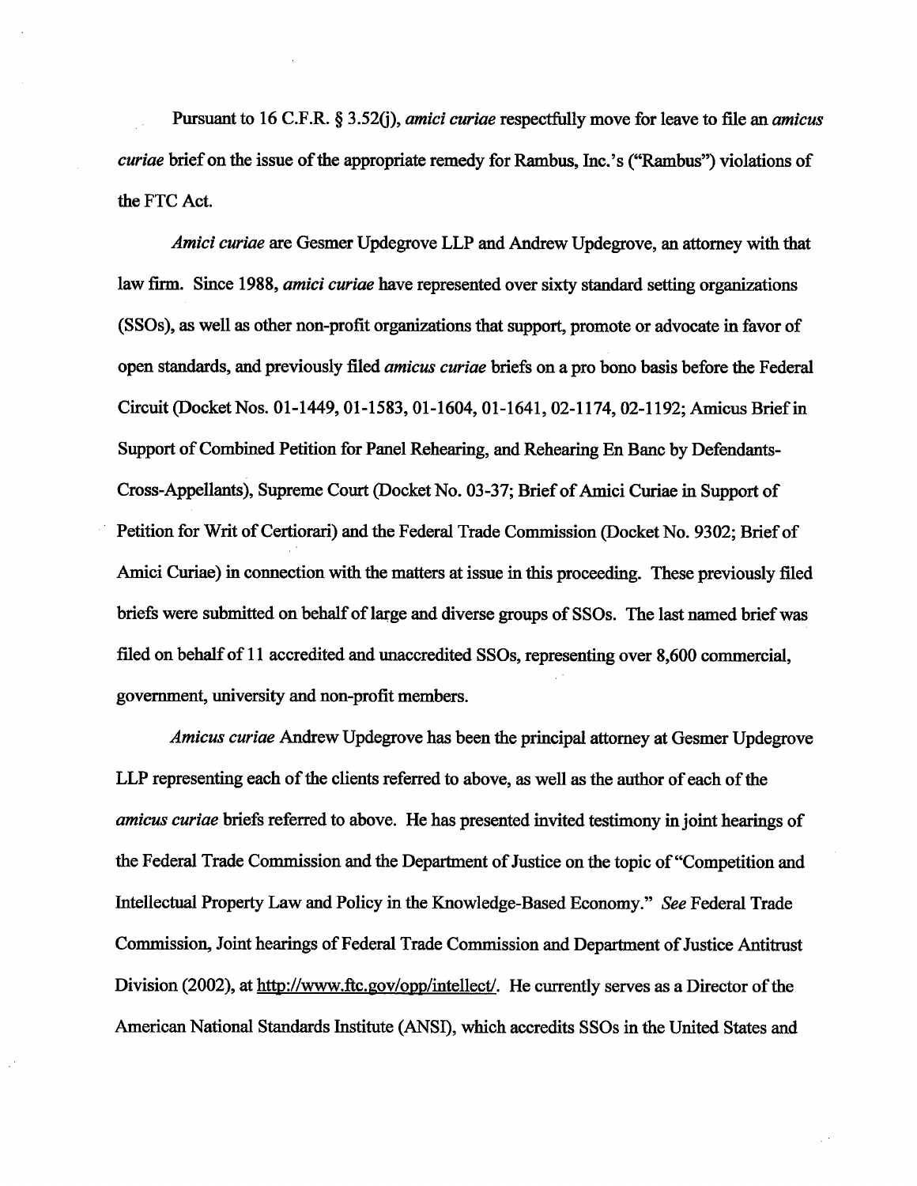Pursuant to 16 C.F.R. § 3.52(j), *amici curiae* respectfully move for leave to file an *amicus curiae* brief on the issue of the appropriate remedy for Rambus, Inc.'s ("Rambus") violations of the FTC Act.

*Amici curiae* are Gesmer Updegrove LLP and Andrew Updegrove, an attorney with that law firm. Since 1988, *amici curiae* have represented over sixty standard setting organizations (SSOs), as well as other non-profit organizations that support, promote or advocate in favor of open standards, and previously filed *amicus curiae* briefs on a pro bono basis before the Federal Circuit (Docket Nos. 01-1449, 01-1583, 01-1604, 01-1641, 02-1174, 02-1192; Amicus Brief in Support of Combined Petition for Panel Rehearing, and Rehearing En Banc by Defendants-Cross-Appellants), Supreme Court (Docket No. 03-37; Brief of Amici Curiae in Support of Petition for Writ of Certiorari) and the Federal Trade Commission (Docket No. 9302; Brief of Amici Curiae) in connection with the matters at issue in this proceeding. These previously filed briefs were submitted on behalf of large and diverse groups of SSOs. The last named brief was filed on behalf of 11 accredited and unaccredited SSOs, representing over 8,600 commercial, government, university and non-profit members.

*Amicus curiae* Andrew Updegrove has been the principal attorney at Gesmer Updegrove LLP representing each of the clients referred to above, as well as the author of each of the *amicus curiae* briefs referred to above. He has presented invited testimony in joint hearings of the Federal Trade Commission and the Department of Justice on the topic of "Competition and Intellectual Property Law and Policy in the Knowledge-Based Economy." *See* Federal Trade Commission, Joint hearings of Federal Trade Commission and Department of Justice Antitrust Division (2002), at http://www.ftc.gov/opp/intellect/. He currently serves as a Director of the American National Standards Institute (ANSI), which accredits SSOs in the United States and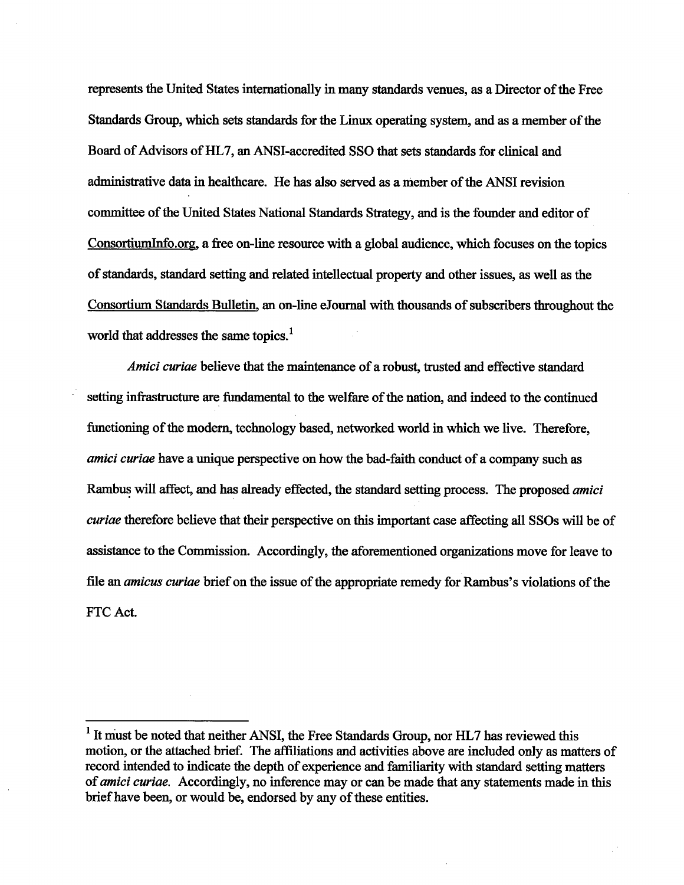represents the United States internationally in many standards venues, as a Director of the Free Standards Group, which sets standards for the Linux operating system, and as a member of the Board of Advisors of HL7, an ANSI-accredited SSO that sets standards for clinical and administrative data in healthcare. He has also served as a member of the ANSI revision committee of the United States National Standards Strategy, and is the founder and editor of ConsortiumInfo.org, a free on-line resource with a global audience, which focuses on the topics of standards, standard setting and related intellectual property and other issues, as well as the Consortium Standards Bulletin, an on-line eJournal with thousands of subscribers throughout the world that addresses the same topics.[1]

*Amici curiae* believe that the maintenance of a robust, trusted and effective standard setting infrastructure are fundamental to the welfare of the nation, and indeed to the continued functioning of the modern, technology based, networked world in which we live. Therefore, *amici curiae* have a unique perspective on how the bad-faith conduct of a company such as Rambus will affect, and has already effected, the standard setting process. The proposed *amici curiae* therefore believe that their perspective on this important case affecting all SSOs will be of assistance to the Commission. Accordingly, the aforementioned organizations move for leave to file an *amicus curiae* brief on the issue of the appropriate remedy for Rambus's violations of the FTC Act.

---

[1] It must be noted that neither ANSI, the Free Standards Group, nor HL7 has reviewed this motion, or the attached brief. The affiliations and activities above are included only as matters of record intended to indicate the depth of experience and familiarity with standard setting matters of *amici curiae*. Accordingly, no inference may or can be made that any statements made in this brief have been, or would be, endorsed by any of these entities.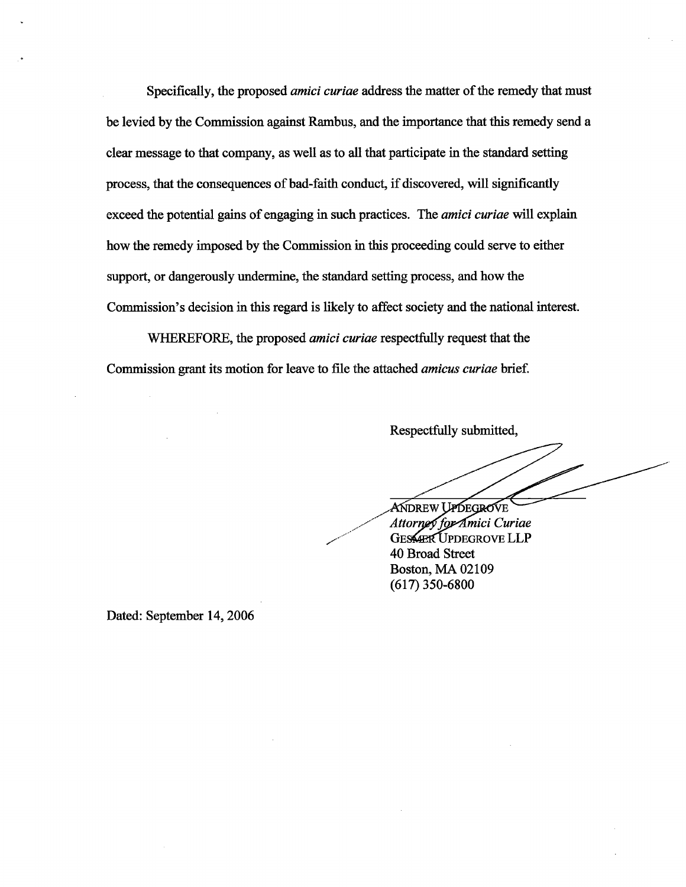Specifically, the proposed *amici curiae* address the matter of the remedy that must be levied by the Commission against Rambus, and the importance that this remedy send a clear message to that company, as well as to all that participate in the standard setting process, that the consequences of bad-faith conduct, if discovered, will significantly exceed the potential gains of engaging in such practices. The *amici curiae* will explain how the remedy imposed by the Commission in this proceeding could serve to either support, or dangerously undermine, the standard setting process, and how the Commission's decision in this regard is likely to affect society and the national interest.

WHEREFORE, the proposed *amici curiae* respectfully request that the Commission grant its motion for leave to file the attached *amicus curiae* brief.

Respectfully submitted,

ANDREW UPDEGROVE
*Attorney for Amici Curiae*
GESMER UPDEGROVE LLP
40 Broad Street
Boston, MA 02109
(617) 350-6800

Dated: September 14, 2006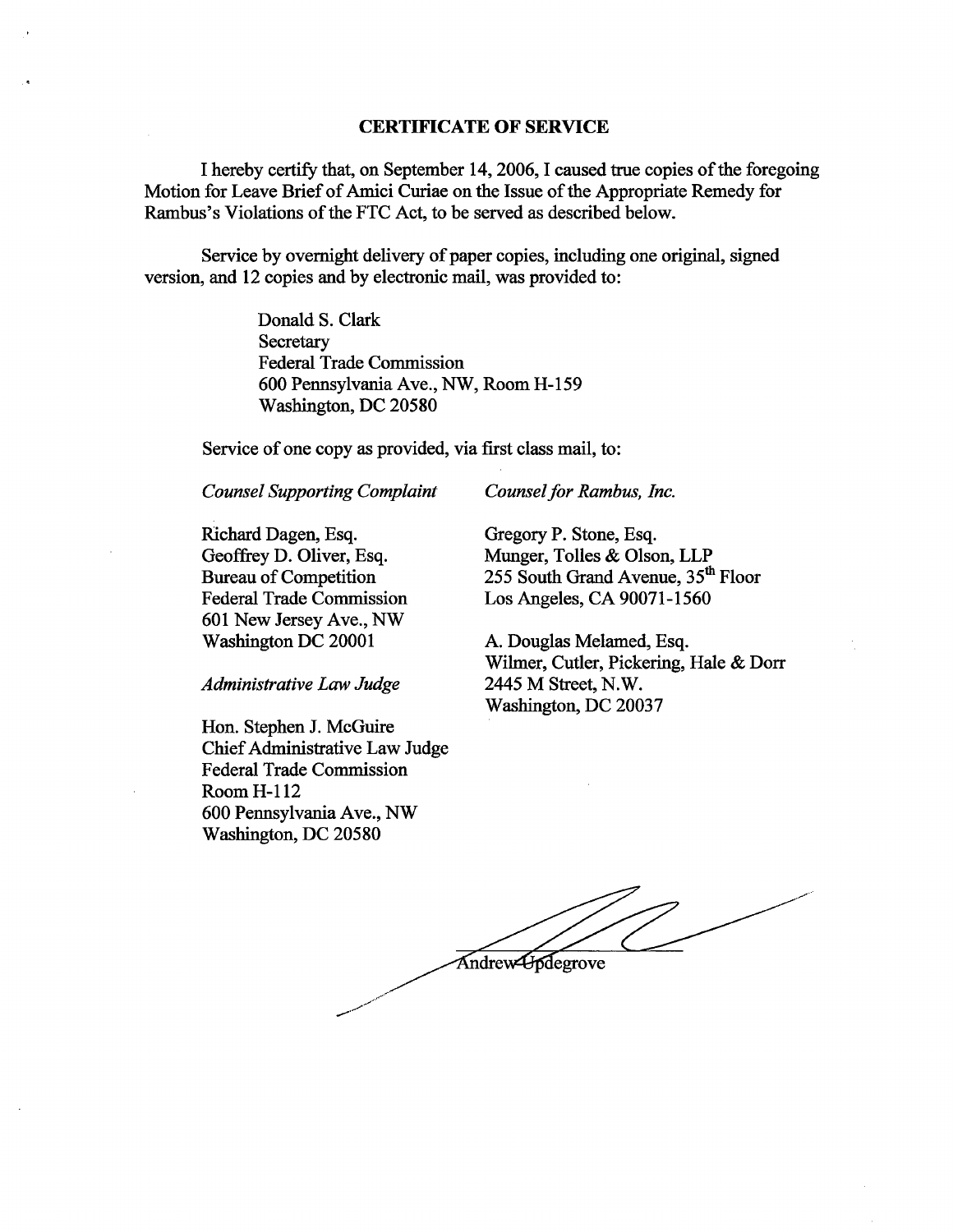## CERTIFICATE OF SERVICE

I hereby certify that, on September 14, 2006, I caused true copies of the foregoing Motion for Leave Brief of Amici Curiae on the Issue of the Appropriate Remedy for Rambus's Violations of the FTC Act, to be served as described below.

Service by overnight delivery of paper copies, including one original, signed version, and 12 copies and by electronic mail, was provided to:

Donald S. Clark  
Secretary  
Federal Trade Commission  
600 Pennsylvania Ave., NW, Room H-159  
Washington, DC 20580

Service of one copy as provided, via first class mail, to:

*Counsel Supporting Complaint*

Richard Dagen, Esq.  
Geoffrey D. Oliver, Esq.  
Bureau of Competition  
Federal Trade Commission  
601 New Jersey Ave., NW  
Washington DC 20001

*Administrative Law Judge*

Hon. Stephen J. McGuire  
Chief Administrative Law Judge  
Federal Trade Commission  
Room H-112  
600 Pennsylvania Ave., NW  
Washington, DC 20580

*Counsel for Rambus, Inc.*

Gregory P. Stone, Esq.  
Munger, Tolles & Olson, LLP  
255 South Grand Avenue, 35th Floor  
Los Angeles, CA 90071-1560

A. Douglas Melamed, Esq.  
Wilmer, Cutler, Pickering, Hale & Dorr  
2445 M Street, N.W.  
Washington, DC 20037

Andrew Updegrove